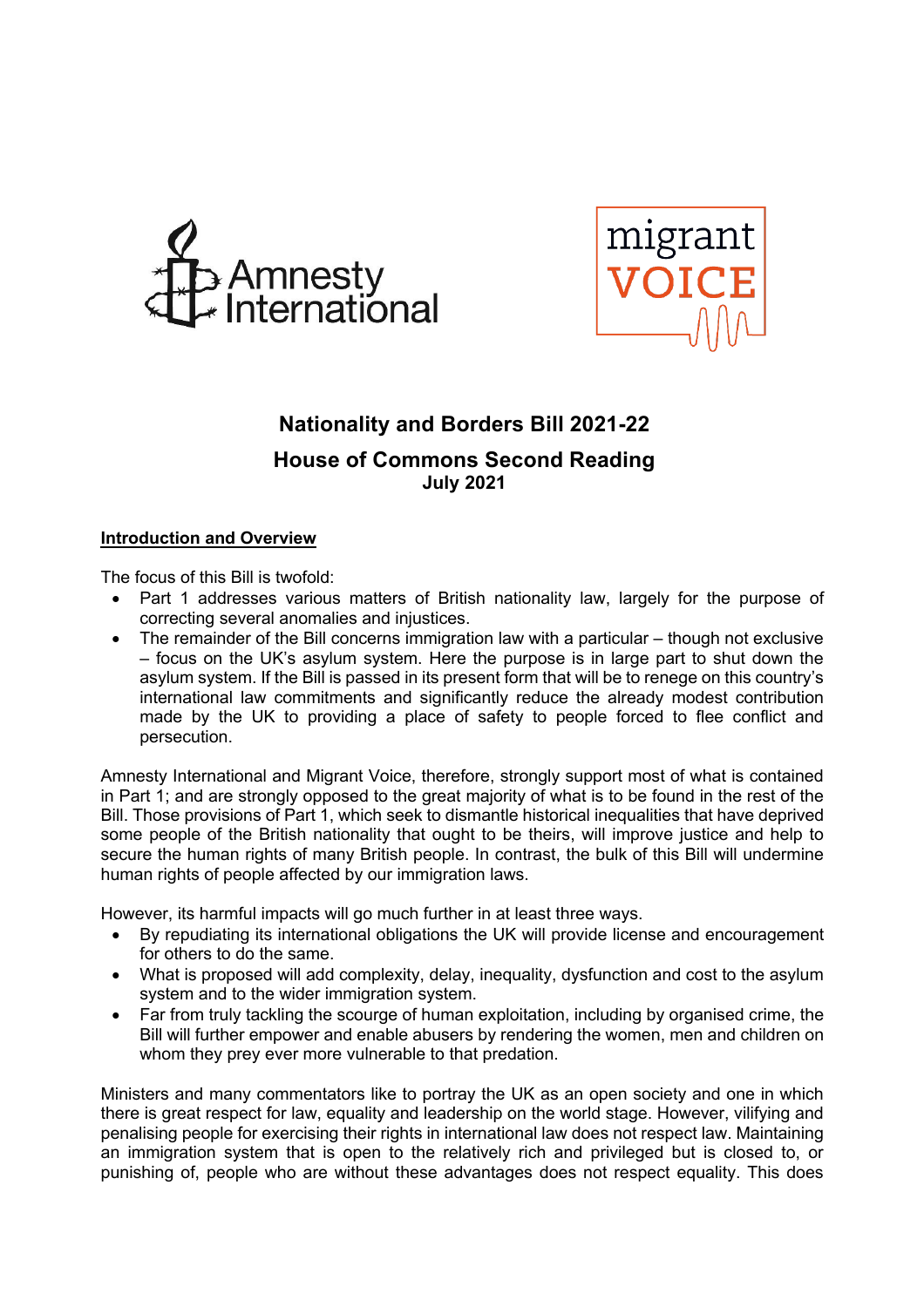Amnesty International

migrant VOICE

# Nationality and Borders Bill 2021-22

## House of Commons Second Reading

**July 2021**

**Introduction and Overview**

The focus of this Bill is twofold:

- Part 1 addresses various matters of British nationality law, largely for the purpose of correcting several anomalies and injustices.
- The remainder of the Bill concerns immigration law with a particular – though not exclusive – focus on the UK's asylum system. Here the purpose is in large part to shut down the asylum system. If the Bill is passed in its present form that will be to renege on this country's international law commitments and significantly reduce the already modest contribution made by the UK to providing a place of safety to people forced to flee conflict and persecution.

Amnesty International and Migrant Voice, therefore, strongly support most of what is contained in Part 1; and are strongly opposed to the great majority of what is to be found in the rest of the Bill. Those provisions of Part 1, which seek to dismantle historical inequalities that have deprived some people of the British nationality that ought to be theirs, will improve justice and help to secure the human rights of many British people. In contrast, the bulk of this Bill will undermine human rights of people affected by our immigration laws.

However, its harmful impacts will go much further in at least three ways.

- By repudiating its international obligations the UK will provide license and encouragement for others to do the same.
- What is proposed will add complexity, delay, inequality, dysfunction and cost to the asylum system and to the wider immigration system.
- Far from truly tackling the scourge of human exploitation, including by organised crime, the Bill will further empower and enable abusers by rendering the women, men and children on whom they prey ever more vulnerable to that predation.

Ministers and many commentators like to portray the UK as an open society and one in which there is great respect for law, equality and leadership on the world stage. However, vilifying and penalising people for exercising their rights in international law does not respect law. Maintaining an immigration system that is open to the relatively rich and privileged but is closed to, or punishing of, people who are without these advantages does not respect equality. This does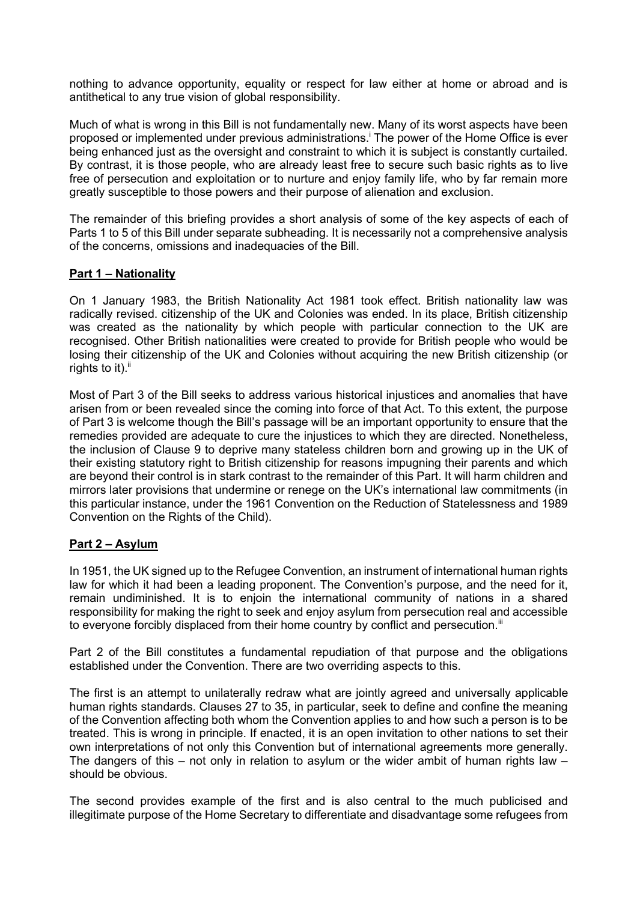nothing to advance opportunity, equality or respect for law either at home or abroad and is antithetical to any true vision of global responsibility.

Much of what is wrong in this Bill is not fundamentally new. Many of its worst aspects have been proposed or implemented under previous administrations.[i] The power of the Home Office is ever being enhanced just as the oversight and constraint to which it is subject is constantly curtailed. By contrast, it is those people, who are already least free to secure such basic rights as to live free of persecution and exploitation or to nurture and enjoy family life, who by far remain more greatly susceptible to those powers and their purpose of alienation and exclusion.

The remainder of this briefing provides a short analysis of some of the key aspects of each of Parts 1 to 5 of this Bill under separate subheading. It is necessarily not a comprehensive analysis of the concerns, omissions and inadequacies of the Bill.

## Part 1 – Nationality

On 1 January 1983, the British Nationality Act 1981 took effect. British nationality law was radically revised. citizenship of the UK and Colonies was ended. In its place, British citizenship was created as the nationality by which people with particular connection to the UK are recognised. Other British nationalities were created to provide for British people who would be losing their citizenship of the UK and Colonies without acquiring the new British citizenship (or rights to it).[ii]

Most of Part 3 of the Bill seeks to address various historical injustices and anomalies that have arisen from or been revealed since the coming into force of that Act. To this extent, the purpose of Part 3 is welcome though the Bill's passage will be an important opportunity to ensure that the remedies provided are adequate to cure the injustices to which they are directed. Nonetheless, the inclusion of Clause 9 to deprive many stateless children born and growing up in the UK of their existing statutory right to British citizenship for reasons impugning their parents and which are beyond their control is in stark contrast to the remainder of this Part. It will harm children and mirrors later provisions that undermine or renege on the UK's international law commitments (in this particular instance, under the 1961 Convention on the Reduction of Statelessness and 1989 Convention on the Rights of the Child).

## Part 2 – Asylum

In 1951, the UK signed up to the Refugee Convention, an instrument of international human rights law for which it had been a leading proponent. The Convention's purpose, and the need for it, remain undiminished. It is to enjoin the international community of nations in a shared responsibility for making the right to seek and enjoy asylum from persecution real and accessible to everyone forcibly displaced from their home country by conflict and persecution.[iii]

Part 2 of the Bill constitutes a fundamental repudiation of that purpose and the obligations established under the Convention. There are two overriding aspects to this.

The first is an attempt to unilaterally redraw what are jointly agreed and universally applicable human rights standards. Clauses 27 to 35, in particular, seek to define and confine the meaning of the Convention affecting both whom the Convention applies to and how such a person is to be treated. This is wrong in principle. If enacted, it is an open invitation to other nations to set their own interpretations of not only this Convention but of international agreements more generally. The dangers of this – not only in relation to asylum or the wider ambit of human rights law – should be obvious.

The second provides example of the first and is also central to the much publicised and illegitimate purpose of the Home Secretary to differentiate and disadvantage some refugees from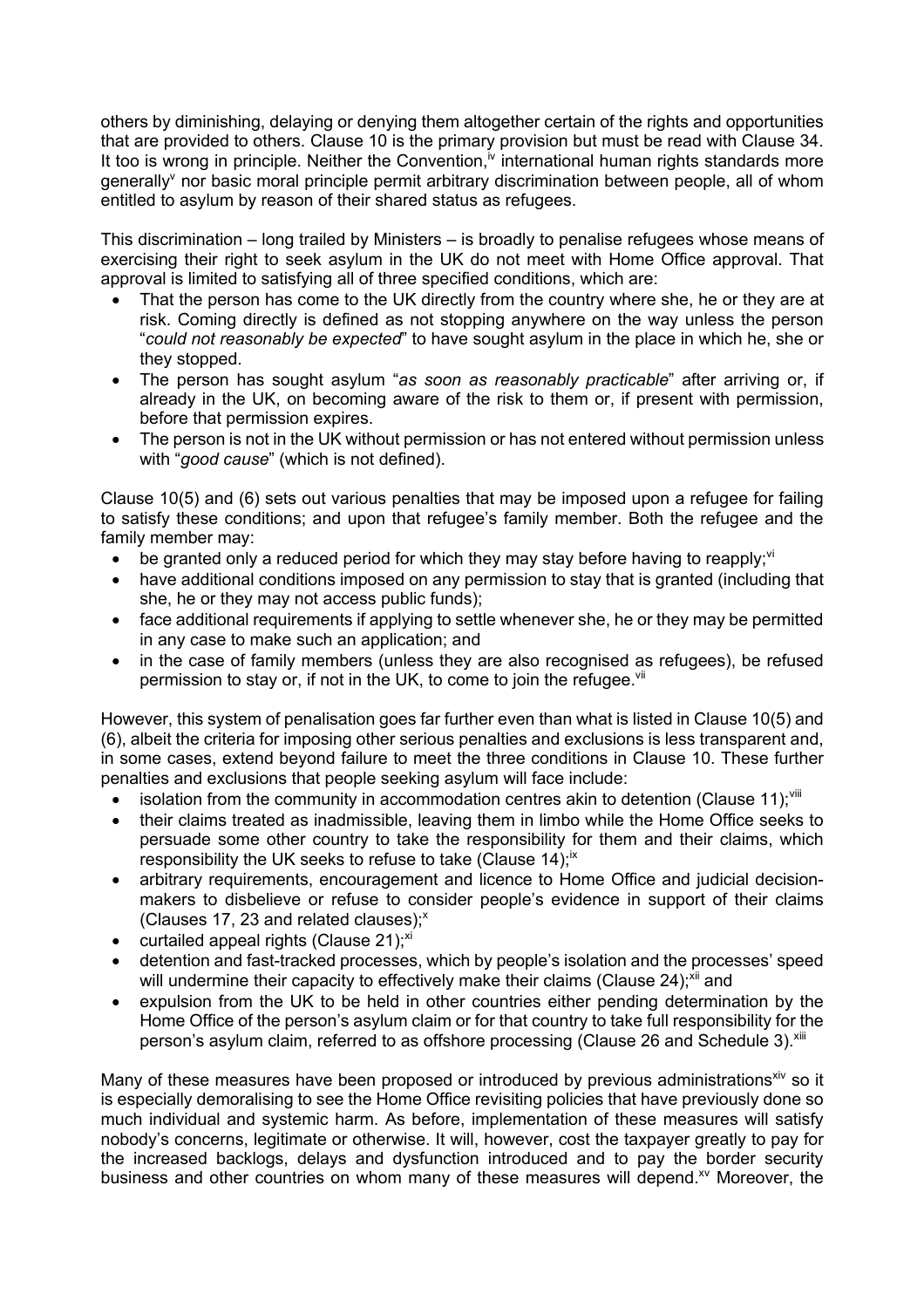others by diminishing, delaying or denying them altogether certain of the rights and opportunities that are provided to others. Clause 10 is the primary provision but must be read with Clause 34. It too is wrong in principle. Neither the Convention,[iv] international human rights standards more generally[v] nor basic moral principle permit arbitrary discrimination between people, all of whom entitled to asylum by reason of their shared status as refugees.

This discrimination – long trailed by Ministers – is broadly to penalise refugees whose means of exercising their right to seek asylum in the UK do not meet with Home Office approval. That approval is limited to satisfying all of three specified conditions, which are:

- That the person has come to the UK directly from the country where she, he or they are at risk. Coming directly is defined as not stopping anywhere on the way unless the person "*could not reasonably be expected*" to have sought asylum in the place in which he, she or they stopped.
- The person has sought asylum "*as soon as reasonably practicable*" after arriving or, if already in the UK, on becoming aware of the risk to them or, if present with permission, before that permission expires.
- The person is not in the UK without permission or has not entered without permission unless with "*good cause*" (which is not defined).

Clause 10(5) and (6) sets out various penalties that may be imposed upon a refugee for failing to satisfy these conditions; and upon that refugee's family member. Both the refugee and the family member may:

- be granted only a reduced period for which they may stay before having to reapply;[vi]
- have additional conditions imposed on any permission to stay that is granted (including that she, he or they may not access public funds);
- face additional requirements if applying to settle whenever she, he or they may be permitted in any case to make such an application; and
- in the case of family members (unless they are also recognised as refugees), be refused permission to stay or, if not in the UK, to come to join the refugee.[vii]

However, this system of penalisation goes far further even than what is listed in Clause 10(5) and (6), albeit the criteria for imposing other serious penalties and exclusions is less transparent and, in some cases, extend beyond failure to meet the three conditions in Clause 10. These further penalties and exclusions that people seeking asylum will face include:

- isolation from the community in accommodation centres akin to detention (Clause 11);[viii]
- their claims treated as inadmissible, leaving them in limbo while the Home Office seeks to persuade some other country to take the responsibility for them and their claims, which responsibility the UK seeks to refuse to take (Clause 14);[ix]
- arbitrary requirements, encouragement and licence to Home Office and judicial decision-makers to disbelieve or refuse to consider people's evidence in support of their claims (Clauses 17, 23 and related clauses);[x]
- curtailed appeal rights (Clause 21);[xi]
- detention and fast-tracked processes, which by people's isolation and the processes' speed will undermine their capacity to effectively make their claims (Clause 24);[xii] and
- expulsion from the UK to be held in other countries either pending determination by the Home Office of the person's asylum claim or for that country to take full responsibility for the person's asylum claim, referred to as offshore processing (Clause 26 and Schedule 3).[xiii]

Many of these measures have been proposed or introduced by previous administrations[xiv] so it is especially demoralising to see the Home Office revisiting policies that have previously done so much individual and systemic harm. As before, implementation of these measures will satisfy nobody's concerns, legitimate or otherwise. It will, however, cost the taxpayer greatly to pay for the increased backlogs, delays and dysfunction introduced and to pay the border security business and other countries on whom many of these measures will depend.[xv] Moreover, the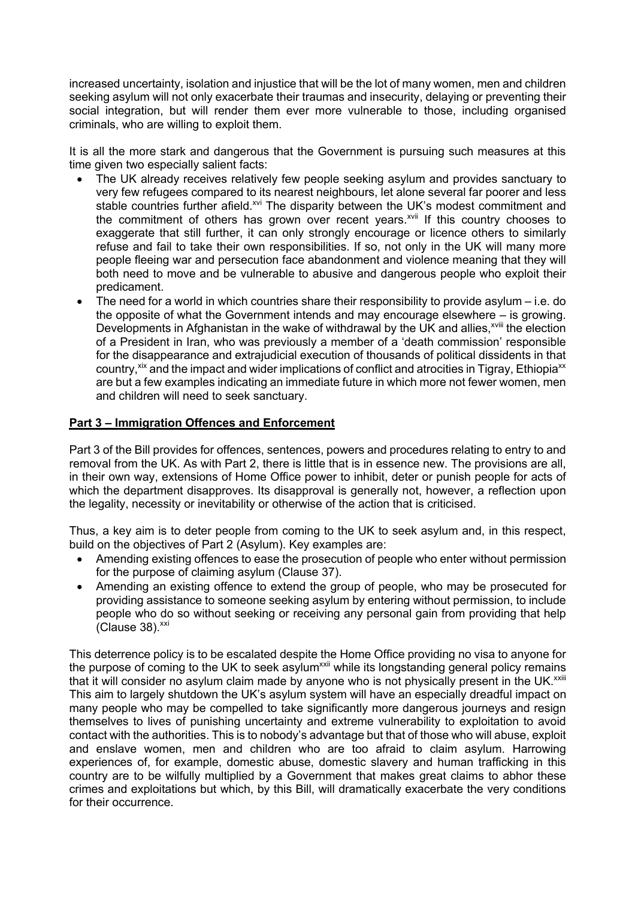increased uncertainty, isolation and injustice that will be the lot of many women, men and children seeking asylum will not only exacerbate their traumas and insecurity, delaying or preventing their social integration, but will render them ever more vulnerable to those, including organised criminals, who are willing to exploit them.

It is all the more stark and dangerous that the Government is pursuing such measures at this time given two especially salient facts:

- The UK already receives relatively few people seeking asylum and provides sanctuary to very few refugees compared to its nearest neighbours, let alone several far poorer and less stable countries further afield.[xvi] The disparity between the UK's modest commitment and the commitment of others has grown over recent years.[xvii] If this country chooses to exaggerate that still further, it can only strongly encourage or licence others to similarly refuse and fail to take their own responsibilities. If so, not only in the UK will many more people fleeing war and persecution face abandonment and violence meaning that they will both need to move and be vulnerable to abusive and dangerous people who exploit their predicament.
- The need for a world in which countries share their responsibility to provide asylum – i.e. do the opposite of what the Government intends and may encourage elsewhere – is growing. Developments in Afghanistan in the wake of withdrawal by the UK and allies,[xviii] the election of a President in Iran, who was previously a member of a 'death commission' responsible for the disappearance and extrajudicial execution of thousands of political dissidents in that country,[xix] and the impact and wider implications of conflict and atrocities in Tigray, Ethiopia[xx] are but a few examples indicating an immediate future in which more not fewer women, men and children will need to seek sanctuary.

## Part 3 – Immigration Offences and Enforcement

Part 3 of the Bill provides for offences, sentences, powers and procedures relating to entry to and removal from the UK. As with Part 2, there is little that is in essence new. The provisions are all, in their own way, extensions of Home Office power to inhibit, deter or punish people for acts of which the department disapproves. Its disapproval is generally not, however, a reflection upon the legality, necessity or inevitability or otherwise of the action that is criticised.

Thus, a key aim is to deter people from coming to the UK to seek asylum and, in this respect, build on the objectives of Part 2 (Asylum). Key examples are:

- Amending existing offences to ease the prosecution of people who enter without permission for the purpose of claiming asylum (Clause 37).
- Amending an existing offence to extend the group of people, who may be prosecuted for providing assistance to someone seeking asylum by entering without permission, to include people who do so without seeking or receiving any personal gain from providing that help (Clause 38).[xxi]

This deterrence policy is to be escalated despite the Home Office providing no visa to anyone for the purpose of coming to the UK to seek asylum[xxii] while its longstanding general policy remains that it will consider no asylum claim made by anyone who is not physically present in the UK.[xxiii] This aim to largely shutdown the UK's asylum system will have an especially dreadful impact on many people who may be compelled to take significantly more dangerous journeys and resign themselves to lives of punishing uncertainty and extreme vulnerability to exploitation to avoid contact with the authorities. This is to nobody's advantage but that of those who will abuse, exploit and enslave women, men and children who are too afraid to claim asylum. Harrowing experiences of, for example, domestic abuse, domestic slavery and human trafficking in this country are to be wilfully multiplied by a Government that makes great claims to abhor these crimes and exploitations but which, by this Bill, will dramatically exacerbate the very conditions for their occurrence.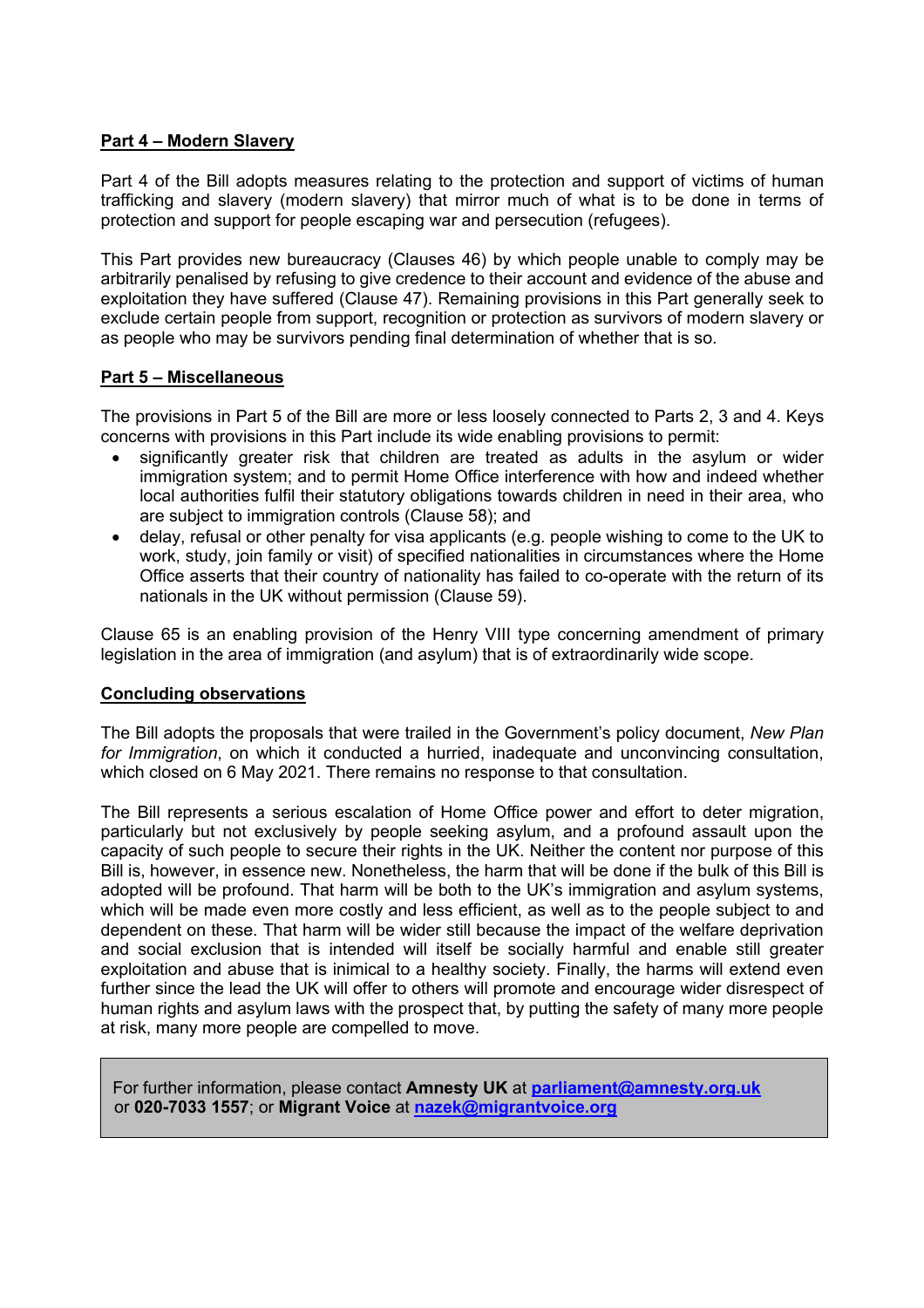## Part 4 – Modern Slavery

Part 4 of the Bill adopts measures relating to the protection and support of victims of human trafficking and slavery (modern slavery) that mirror much of what is to be done in terms of protection and support for people escaping war and persecution (refugees).

This Part provides new bureaucracy (Clauses 46) by which people unable to comply may be arbitrarily penalised by refusing to give credence to their account and evidence of the abuse and exploitation they have suffered (Clause 47). Remaining provisions in this Part generally seek to exclude certain people from support, recognition or protection as survivors of modern slavery or as people who may be survivors pending final determination of whether that is so.

## Part 5 – Miscellaneous

The provisions in Part 5 of the Bill are more or less loosely connected to Parts 2, 3 and 4. Keys concerns with provisions in this Part include its wide enabling provisions to permit:

- significantly greater risk that children are treated as adults in the asylum or wider immigration system; and to permit Home Office interference with how and indeed whether local authorities fulfil their statutory obligations towards children in need in their area, who are subject to immigration controls (Clause 58); and
- delay, refusal or other penalty for visa applicants (e.g. people wishing to come to the UK to work, study, join family or visit) of specified nationalities in circumstances where the Home Office asserts that their country of nationality has failed to co-operate with the return of its nationals in the UK without permission (Clause 59).

Clause 65 is an enabling provision of the Henry VIII type concerning amendment of primary legislation in the area of immigration (and asylum) that is of extraordinarily wide scope.

## Concluding observations

The Bill adopts the proposals that were trailed in the Government's policy document, *New Plan for Immigration*, on which it conducted a hurried, inadequate and unconvincing consultation, which closed on 6 May 2021. There remains no response to that consultation.

The Bill represents a serious escalation of Home Office power and effort to deter migration, particularly but not exclusively by people seeking asylum, and a profound assault upon the capacity of such people to secure their rights in the UK. Neither the content nor purpose of this Bill is, however, in essence new. Nonetheless, the harm that will be done if the bulk of this Bill is adopted will be profound. That harm will be both to the UK's immigration and asylum systems, which will be made even more costly and less efficient, as well as to the people subject to and dependent on these. That harm will be wider still because the impact of the welfare deprivation and social exclusion that is intended will itself be socially harmful and enable still greater exploitation and abuse that is inimical to a healthy society. Finally, the harms will extend even further since the lead the UK will offer to others will promote and encourage wider disrespect of human rights and asylum laws with the prospect that, by putting the safety of many more people at risk, many more people are compelled to move.

For further information, please contact **Amnesty UK** at **parliament@amnesty.org.uk** or **020-7033 1557**; or **Migrant Voice** at **nazek@migrantvoice.org**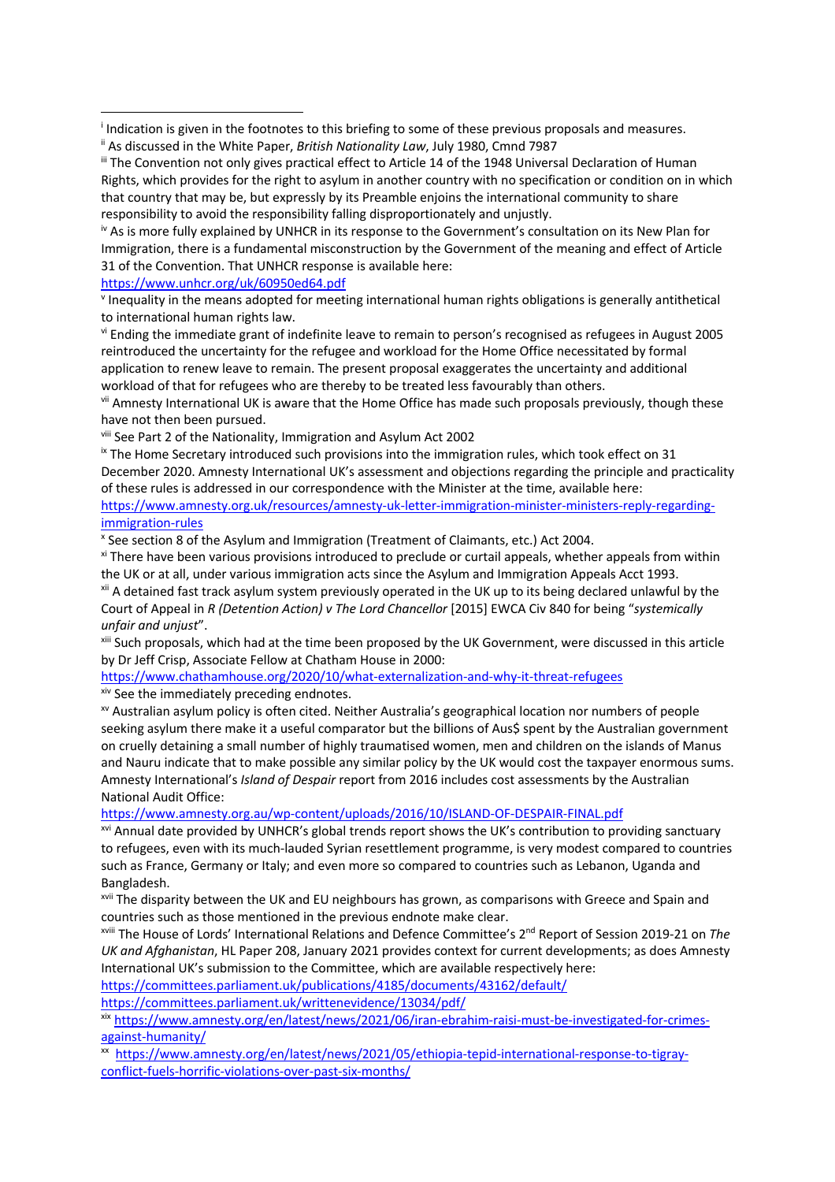[i] Indication is given in the footnotes to this briefing to some of these previous proposals and measures.

[ii] As discussed in the White Paper, *British Nationality Law*, July 1980, Cmnd 7987

[iii] The Convention not only gives practical effect to Article 14 of the 1948 Universal Declaration of Human Rights, which provides for the right to asylum in another country with no specification or condition on in which that country that may be, but expressly by its Preamble enjoins the international community to share responsibility to avoid the responsibility falling disproportionately and unjustly.

[iv] As is more fully explained by UNHCR in its response to the Government's consultation on its New Plan for Immigration, there is a fundamental misconstruction by the Government of the meaning and effect of Article 31 of the Convention. That UNHCR response is available here:
https://www.unhcr.org/uk/60950ed64.pdf

[v] Inequality in the means adopted for meeting international human rights obligations is generally antithetical to international human rights law.

[vi] Ending the immediate grant of indefinite leave to remain to person's recognised as refugees in August 2005 reintroduced the uncertainty for the refugee and workload for the Home Office necessitated by formal application to renew leave to remain. The present proposal exaggerates the uncertainty and additional workload of that for refugees who are thereby to be treated less favourably than others.

[vii] Amnesty International UK is aware that the Home Office has made such proposals previously, though these have not then been pursued.

[viii] See Part 2 of the Nationality, Immigration and Asylum Act 2002

[ix] The Home Secretary introduced such provisions into the immigration rules, which took effect on 31 December 2020. Amnesty International UK's assessment and objections regarding the principle and practicality of these rules is addressed in our correspondence with the Minister at the time, available here:
https://www.amnesty.org.uk/resources/amnesty-uk-letter-immigration-minister-ministers-reply-regarding-immigration-rules

[x] See section 8 of the Asylum and Immigration (Treatment of Claimants, etc.) Act 2004.

[xi] There have been various provisions introduced to preclude or curtail appeals, whether appeals from within the UK or at all, under various immigration acts since the Asylum and Immigration Appeals Acct 1993.

[xii] A detained fast track asylum system previously operated in the UK up to its being declared unlawful by the Court of Appeal in *R (Detention Action) v The Lord Chancellor* [2015] EWCA Civ 840 for being "*systemically unfair and unjust*".

[xiii] Such proposals, which had at the time been proposed by the UK Government, were discussed in this article by Dr Jeff Crisp, Associate Fellow at Chatham House in 2000:
https://www.chathamhouse.org/2020/10/what-externalization-and-why-it-threat-refugees

[xiv] See the immediately preceding endnotes.

[xv] Australian asylum policy is often cited. Neither Australia's geographical location nor numbers of people seeking asylum there make it a useful comparator but the billions of Aus$ spent by the Australian government on cruelly detaining a small number of highly traumatised women, men and children on the islands of Manus and Nauru indicate that to make possible any similar policy by the UK would cost the taxpayer enormous sums. Amnesty International's *Island of Despair* report from 2016 includes cost assessments by the Australian National Audit Office:
https://www.amnesty.org.au/wp-content/uploads/2016/10/ISLAND-OF-DESPAIR-FINAL.pdf

[xvi] Annual date provided by UNHCR's global trends report shows the UK's contribution to providing sanctuary to refugees, even with its much-lauded Syrian resettlement programme, is very modest compared to countries such as France, Germany or Italy; and even more so compared to countries such as Lebanon, Uganda and Bangladesh.

[xvii] The disparity between the UK and EU neighbours has grown, as comparisons with Greece and Spain and countries such as those mentioned in the previous endnote make clear.

[xviii] The House of Lords' International Relations and Defence Committee's 2nd Report of Session 2019-21 on *The UK and Afghanistan*, HL Paper 208, January 2021 provides context for current developments; as does Amnesty International UK's submission to the Committee, which are available respectively here:
https://committees.parliament.uk/publications/4185/documents/43162/default/
https://committees.parliament.uk/writtenevidence/13034/pdf/

[xix] https://www.amnesty.org/en/latest/news/2021/06/iran-ebrahim-raisi-must-be-investigated-for-crimes-against-humanity/

[xx] https://www.amnesty.org/en/latest/news/2021/05/ethiopia-tepid-international-response-to-tigray-conflict-fuels-horrific-violations-over-past-six-months/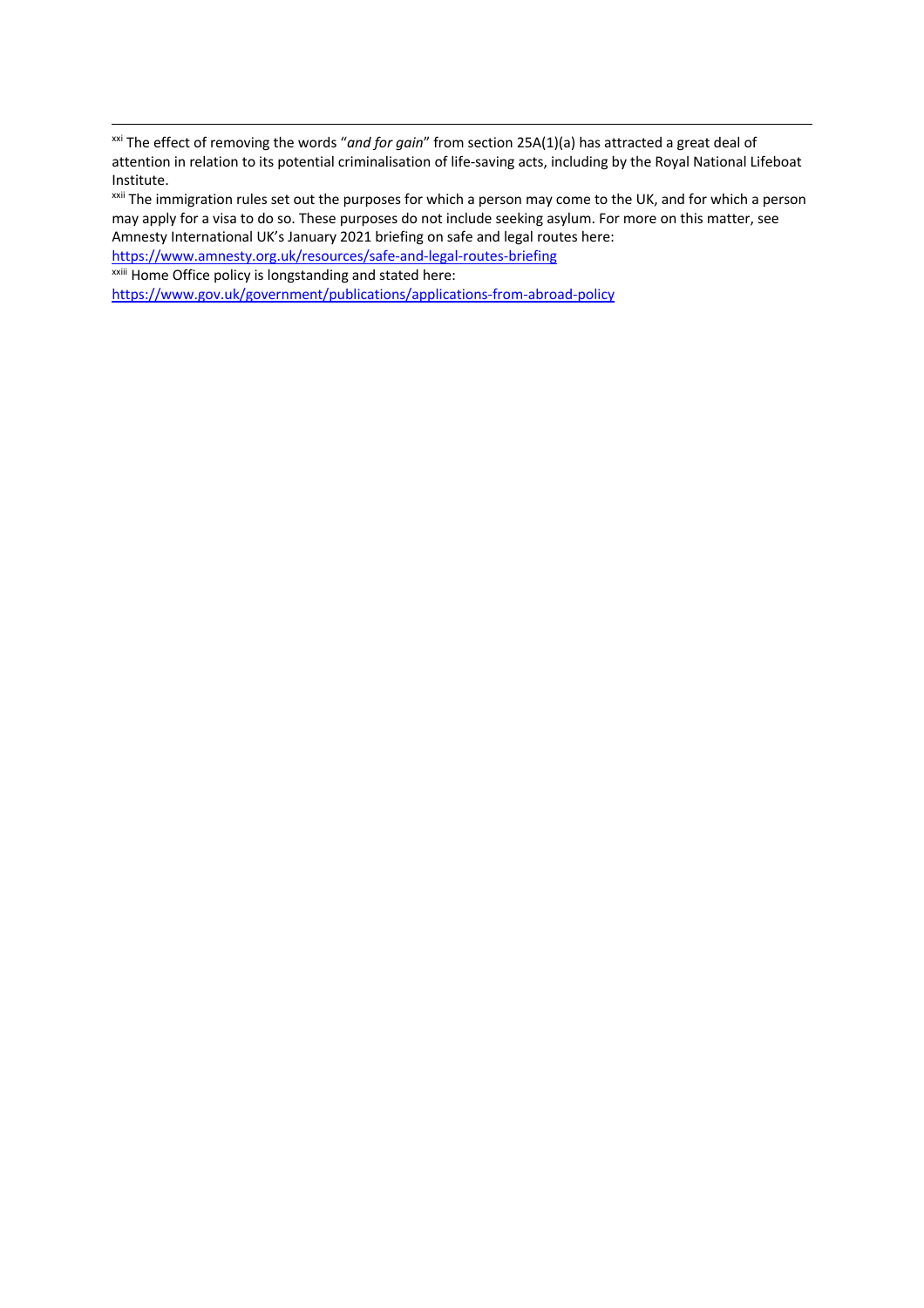[xxi] The effect of removing the words "*and for gain*" from section 25A(1)(a) has attracted a great deal of attention in relation to its potential criminalisation of life-saving acts, including by the Royal National Lifeboat Institute.

[xxii] The immigration rules set out the purposes for which a person may come to the UK, and for which a person may apply for a visa to do so. These purposes do not include seeking asylum. For more on this matter, see Amnesty International UK's January 2021 briefing on safe and legal routes here: https://www.amnesty.org.uk/resources/safe-and-legal-routes-briefing

[xxiii] Home Office policy is longstanding and stated here: https://www.gov.uk/government/publications/applications-from-abroad-policy